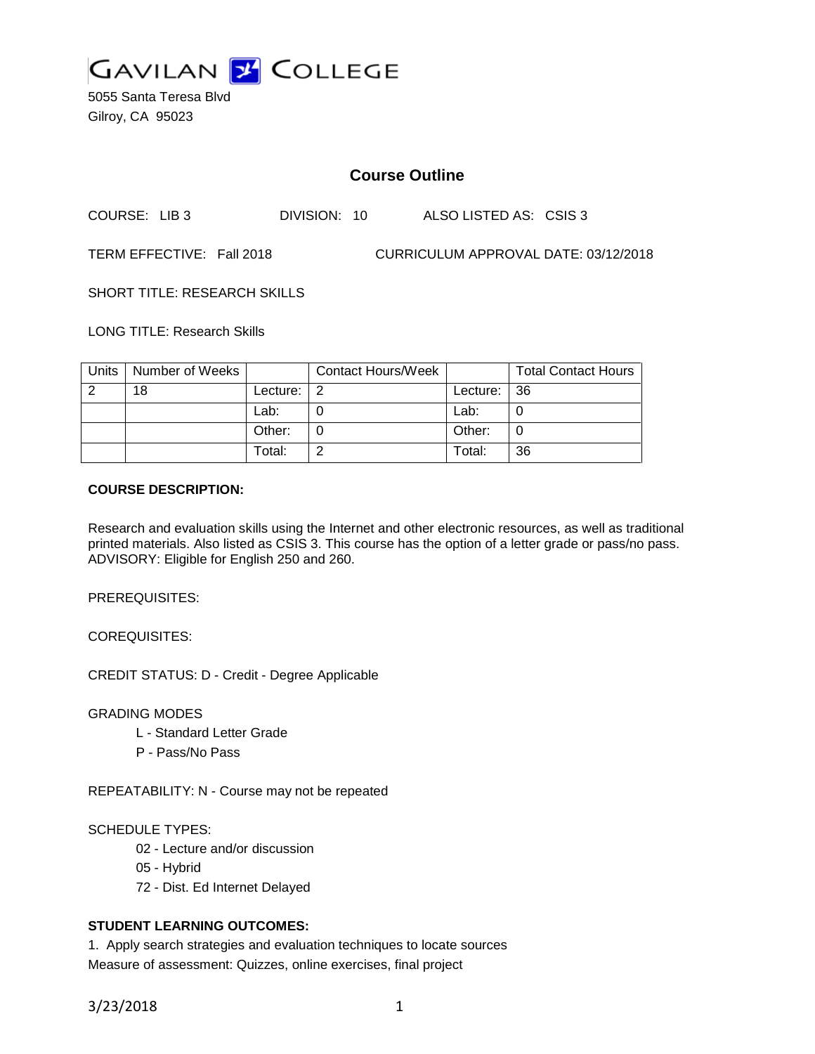# GAVILAN COLLEGE

5055 Santa Teresa Blvd
Gilroy, CA 95023

## Course Outline

COURSE: LIB 3 DIVISION: 10 ALSO LISTED AS: CSIS 3

TERM EFFECTIVE: Fall 2018 CURRICULUM APPROVAL DATE: 03/12/2018

SHORT TITLE: RESEARCH SKILLS

LONG TITLE: Research Skills

| Units | Number of Weeks | | Contact Hours/Week | | Total Contact Hours |
|---|---|---|---|---|---|
| 2 | 18 | Lecture: | 2 | Lecture: | 36 |
| | | Lab: | 0 | Lab: | 0 |
| | | Other: | 0 | Other: | 0 |
| | | Total: | 2 | Total: | 36 |

**COURSE DESCRIPTION:**

Research and evaluation skills using the Internet and other electronic resources, as well as traditional printed materials. Also listed as CSIS 3. This course has the option of a letter grade or pass/no pass. ADVISORY: Eligible for English 250 and 260.

PREREQUISITES:

COREQUISITES:

CREDIT STATUS: D - Credit - Degree Applicable

GRADING MODES

- L - Standard Letter Grade
- P - Pass/No Pass

REPEATABILITY: N - Course may not be repeated

SCHEDULE TYPES:

- 02 - Lecture and/or discussion
- 05 - Hybrid
- 72 - Dist. Ed Internet Delayed

**STUDENT LEARNING OUTCOMES:**

1. Apply search strategies and evaluation techniques to locate sources
Measure of assessment: Quizzes, online exercises, final project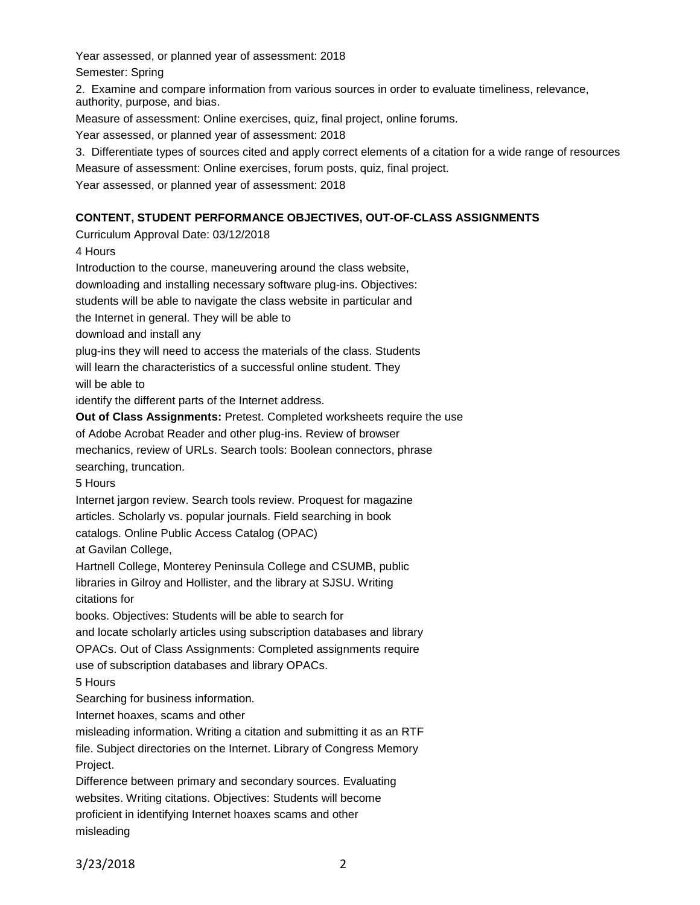Year assessed, or planned year of assessment: 2018

Semester: Spring

2. Examine and compare information from various sources in order to evaluate timeliness, relevance, authority, purpose, and bias.

Measure of assessment: Online exercises, quiz, final project, online forums.

Year assessed, or planned year of assessment: 2018

3. Differentiate types of sources cited and apply correct elements of a citation for a wide range of resources

Measure of assessment: Online exercises, forum posts, quiz, final project.

Year assessed, or planned year of assessment: 2018

## CONTENT, STUDENT PERFORMANCE OBJECTIVES, OUT-OF-CLASS ASSIGNMENTS

Curriculum Approval Date: 03/12/2018

4 Hours

Introduction to the course, maneuvering around the class website, downloading and installing necessary software plug-ins. Objectives: students will be able to navigate the class website in particular and the Internet in general. They will be able to download and install any plug-ins they will need to access the materials of the class. Students will learn the characteristics of a successful online student. They will be able to identify the different parts of the Internet address.

**Out of Class Assignments:** Pretest. Completed worksheets require the use of Adobe Acrobat Reader and other plug-ins. Review of browser mechanics, review of URLs. Search tools: Boolean connectors, phrase searching, truncation.

5 Hours

Internet jargon review. Search tools review. Proquest for magazine articles. Scholarly vs. popular journals. Field searching in book catalogs. Online Public Access Catalog (OPAC) at Gavilan College, Hartnell College, Monterey Peninsula College and CSUMB, public libraries in Gilroy and Hollister, and the library at SJSU. Writing citations for books. Objectives: Students will be able to search for and locate scholarly articles using subscription databases and library OPACs. Out of Class Assignments: Completed assignments require use of subscription databases and library OPACs.

5 Hours

Searching for business information. Internet hoaxes, scams and other misleading information. Writing a citation and submitting it as an RTF file. Subject directories on the Internet. Library of Congress Memory Project. Difference between primary and secondary sources. Evaluating websites. Writing citations. Objectives: Students will become proficient in identifying Internet hoaxes scams and other misleading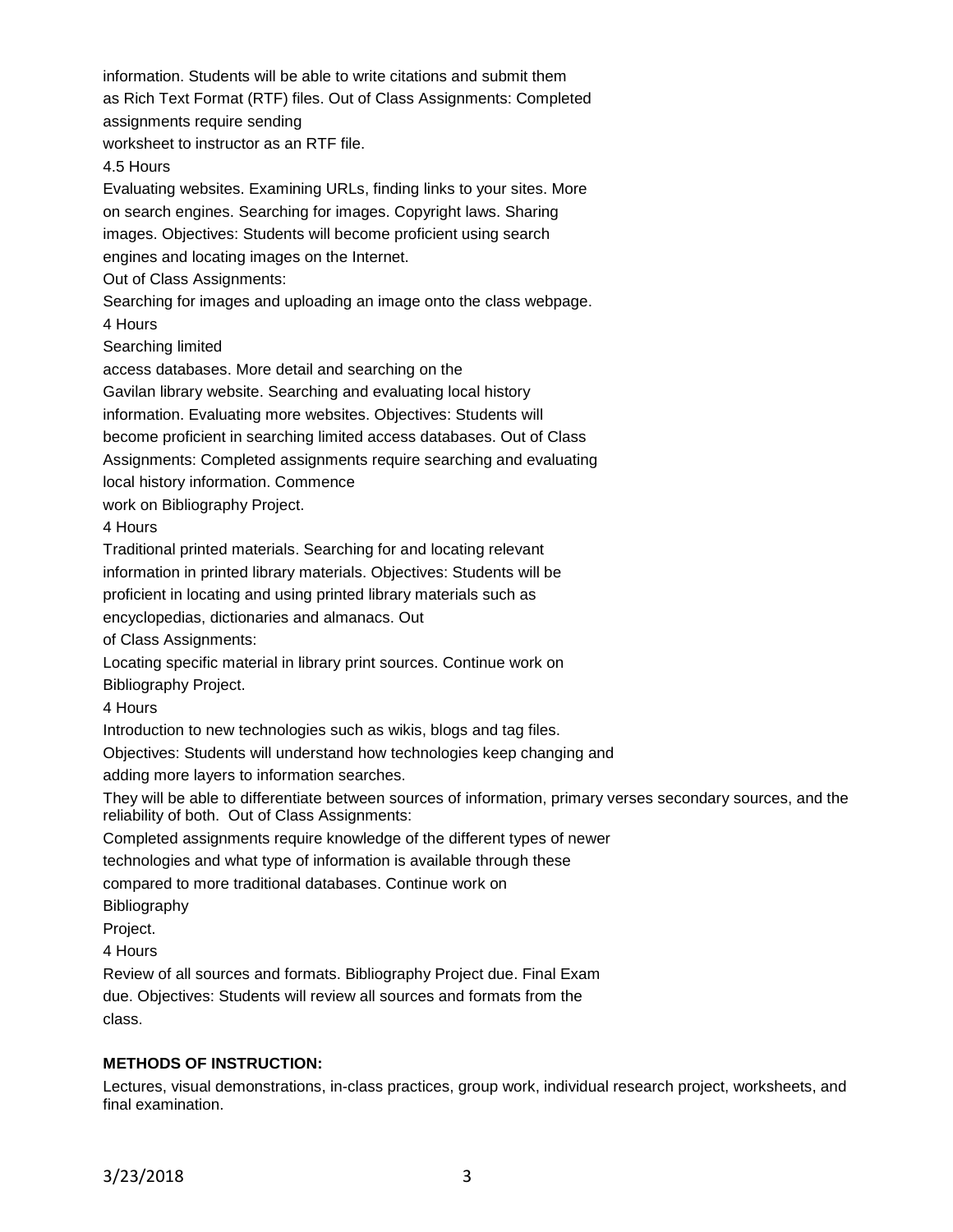information. Students will be able to write citations and submit them as Rich Text Format (RTF) files. Out of Class Assignments: Completed assignments require sending worksheet to instructor as an RTF file.

4.5 Hours

Evaluating websites. Examining URLs, finding links to your sites. More on search engines. Searching for images. Copyright laws. Sharing images. Objectives: Students will become proficient using search engines and locating images on the Internet.

Out of Class Assignments:

Searching for images and uploading an image onto the class webpage.

4 Hours

Searching limited access databases. More detail and searching on the Gavilan library website. Searching and evaluating local history information. Evaluating more websites. Objectives: Students will become proficient in searching limited access databases. Out of Class Assignments: Completed assignments require searching and evaluating local history information. Commence work on Bibliography Project.

4 Hours

Traditional printed materials. Searching for and locating relevant information in printed library materials. Objectives: Students will be proficient in locating and using printed library materials such as encyclopedias, dictionaries and almanacs. Out of Class Assignments:

Locating specific material in library print sources. Continue work on Bibliography Project.

4 Hours

Introduction to new technologies such as wikis, blogs and tag files.

Objectives: Students will understand how technologies keep changing and adding more layers to information searches.

They will be able to differentiate between sources of information, primary verses secondary sources, and the reliability of both. Out of Class Assignments:

Completed assignments require knowledge of the different types of newer technologies and what type of information is available through these compared to more traditional databases. Continue work on Bibliography Project.

4 Hours

Review of all sources and formats. Bibliography Project due. Final Exam due. Objectives: Students will review all sources and formats from the class.

**METHODS OF INSTRUCTION:**

Lectures, visual demonstrations, in-class practices, group work, individual research project, worksheets, and final examination.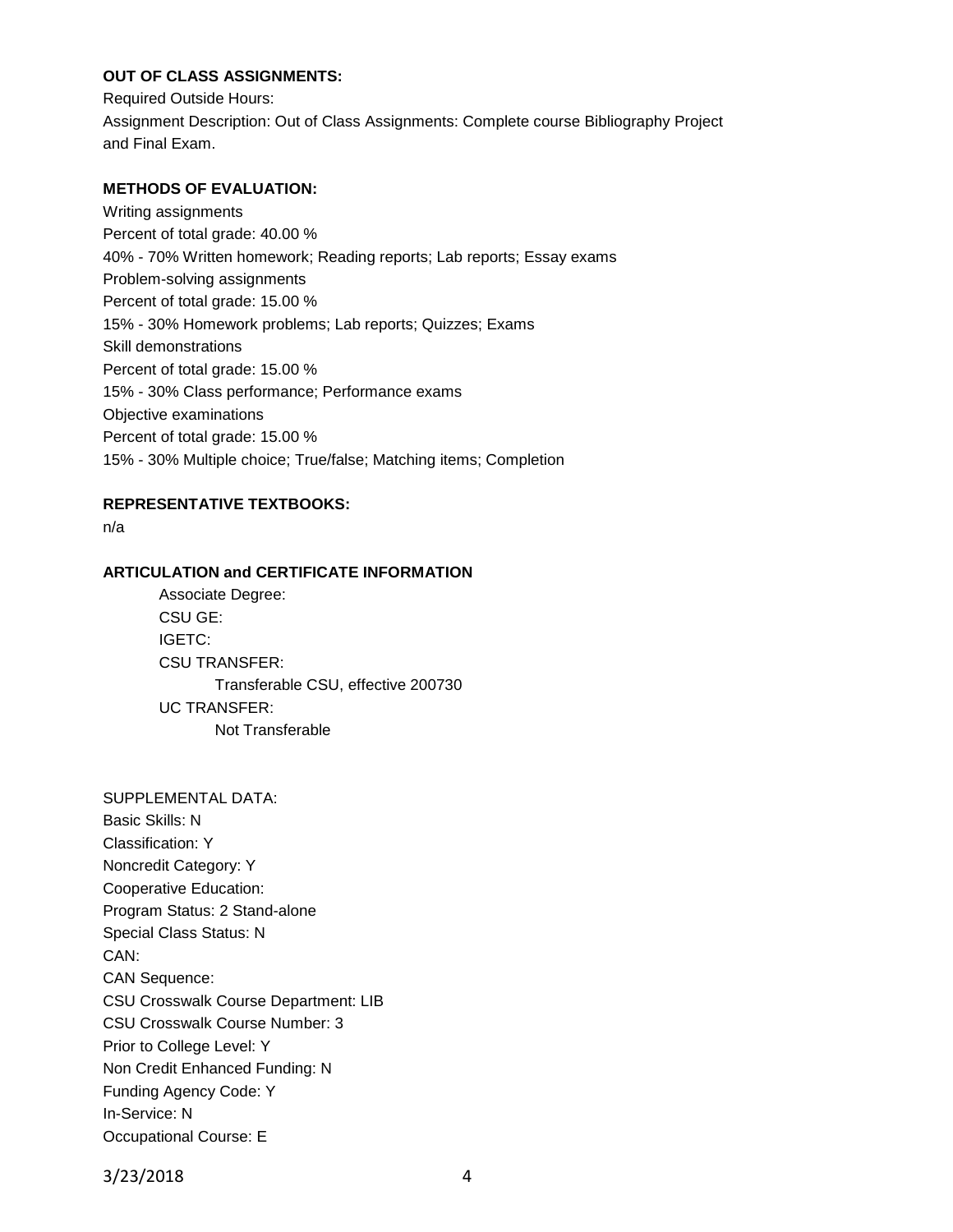**OUT OF CLASS ASSIGNMENTS:**

Required Outside Hours:

Assignment Description: Out of Class Assignments: Complete course Bibliography Project and Final Exam.

**METHODS OF EVALUATION:**

Writing assignments

Percent of total grade: 40.00 %

40% - 70% Written homework; Reading reports; Lab reports; Essay exams

Problem-solving assignments

Percent of total grade: 15.00 %

15% - 30% Homework problems; Lab reports; Quizzes; Exams

Skill demonstrations

Percent of total grade: 15.00 %

15% - 30% Class performance; Performance exams

Objective examinations

Percent of total grade: 15.00 %

15% - 30% Multiple choice; True/false; Matching items; Completion

**REPRESENTATIVE TEXTBOOKS:**

n/a

**ARTICULATION and CERTIFICATE INFORMATION**

Associate Degree:

CSU GE:

IGETC:

CSU TRANSFER:

Transferable CSU, effective 200730

UC TRANSFER:

Not Transferable

SUPPLEMENTAL DATA:

Basic Skills: N

Classification: Y

Noncredit Category: Y

Cooperative Education:

Program Status: 2 Stand-alone

Special Class Status: N

CAN:

CAN Sequence:

CSU Crosswalk Course Department: LIB

CSU Crosswalk Course Number: 3

Prior to College Level: Y

Non Credit Enhanced Funding: N

Funding Agency Code: Y

In-Service: N

Occupational Course: E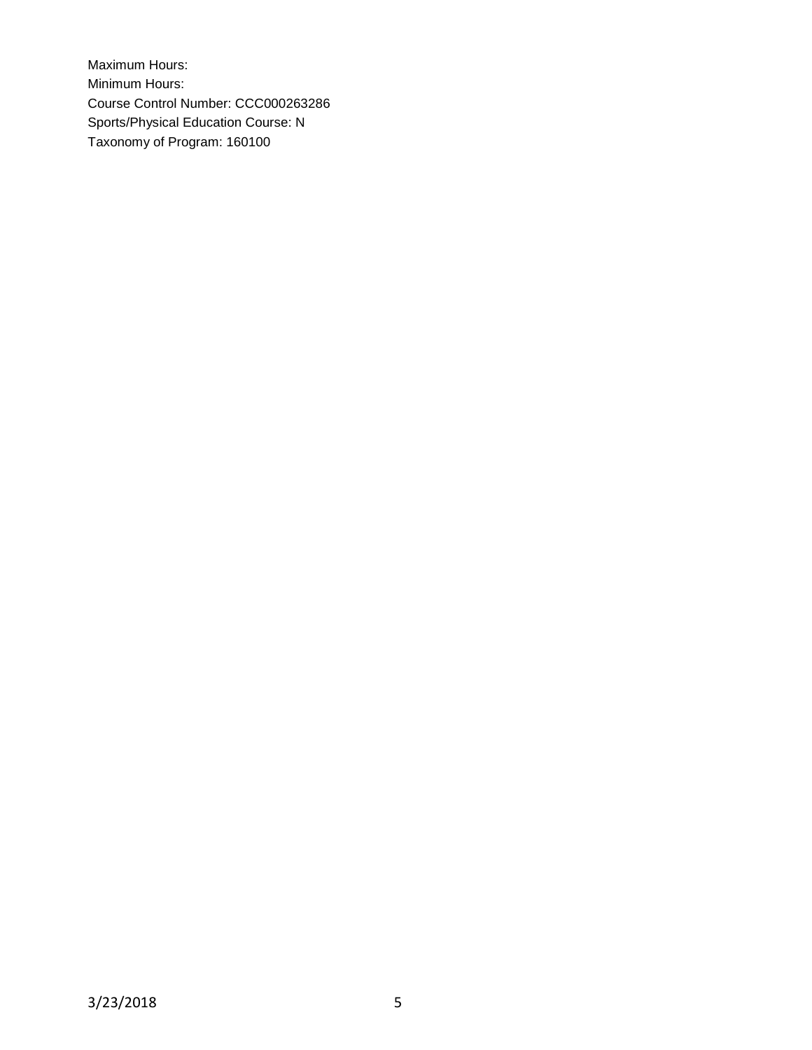Maximum Hours:
Minimum Hours:
Course Control Number: CCC000263286
Sports/Physical Education Course: N
Taxonomy of Program: 160100